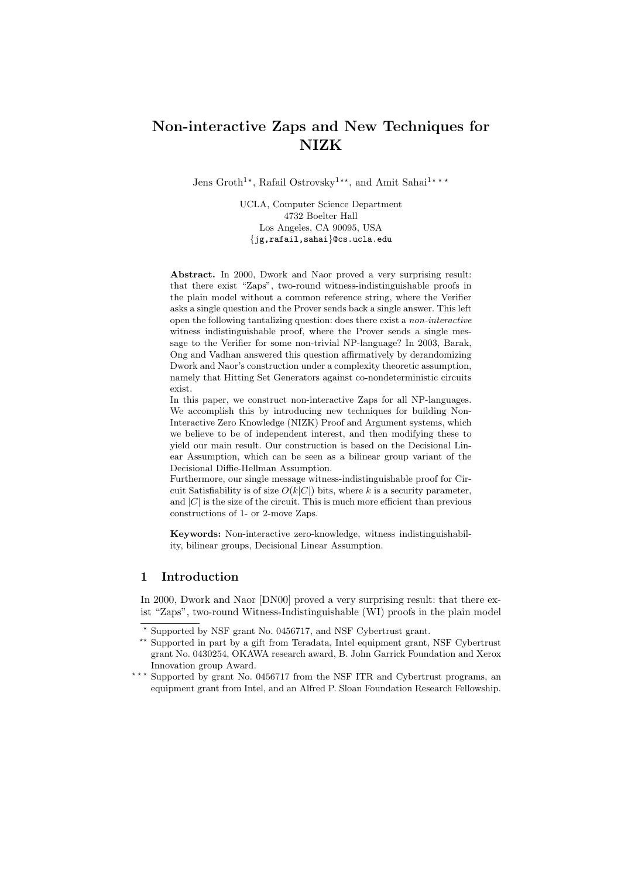# Non-interactive Zaps and New Techniques for NIZK

Jens Groth[1*], Rafail Ostrovsky[1**], and Amit Sahai[1***]

UCLA, Computer Science Department
4732 Boelter Hall
Los Angeles, CA 90095, USA
{jg,rafail,sahai}@cs.ucla.edu

**Abstract.** In 2000, Dwork and Naor proved a very surprising result: that there exist "Zaps", two-round witness-indistinguishable proofs in the plain model without a common reference string, where the Verifier asks a single question and the Prover sends back a single answer. This left open the following tantalizing question: does there exist a *non-interactive* witness indistinguishable proof, where the Prover sends a single message to the Verifier for some non-trivial NP-language? In 2003, Barak, Ong and Vadhan answered this question affirmatively by derandomizing Dwork and Naor's construction under a complexity theoretic assumption, namely that Hitting Set Generators against co-nondeterministic circuits exist.

In this paper, we construct non-interactive Zaps for all NP-languages. We accomplish this by introducing new techniques for building Non-Interactive Zero Knowledge (NIZK) Proof and Argument systems, which we believe to be of independent interest, and then modifying these to yield our main result. Our construction is based on the Decisional Linear Assumption, which can be seen as a bilinear group variant of the Decisional Diffie-Hellman Assumption.

Furthermore, our single message witness-indistinguishable proof for Circuit Satisfiability is of size $O(k|C|)$ bits, where $k$ is a security parameter, and $|C|$ is the size of the circuit. This is much more efficient than previous constructions of 1- or 2-move Zaps.

**Keywords:** Non-interactive zero-knowledge, witness indistinguishability, bilinear groups, Decisional Linear Assumption.

## 1 Introduction

In 2000, Dwork and Naor [DN00] proved a very surprising result: that there exist "Zaps", two-round Witness-Indistinguishable (WI) proofs in the plain model

---

[*] Supported by NSF grant No. 0456717, and NSF Cybertrust grant.

[**] Supported in part by a gift from Teradata, Intel equipment grant, NSF Cybertrust grant No. 0430254, OKAWA research award, B. John Garrick Foundation and Xerox Innovation group Award.

[***] Supported by grant No. 0456717 from the NSF ITR and Cybertrust programs, an equipment grant from Intel, and an Alfred P. Sloan Foundation Research Fellowship.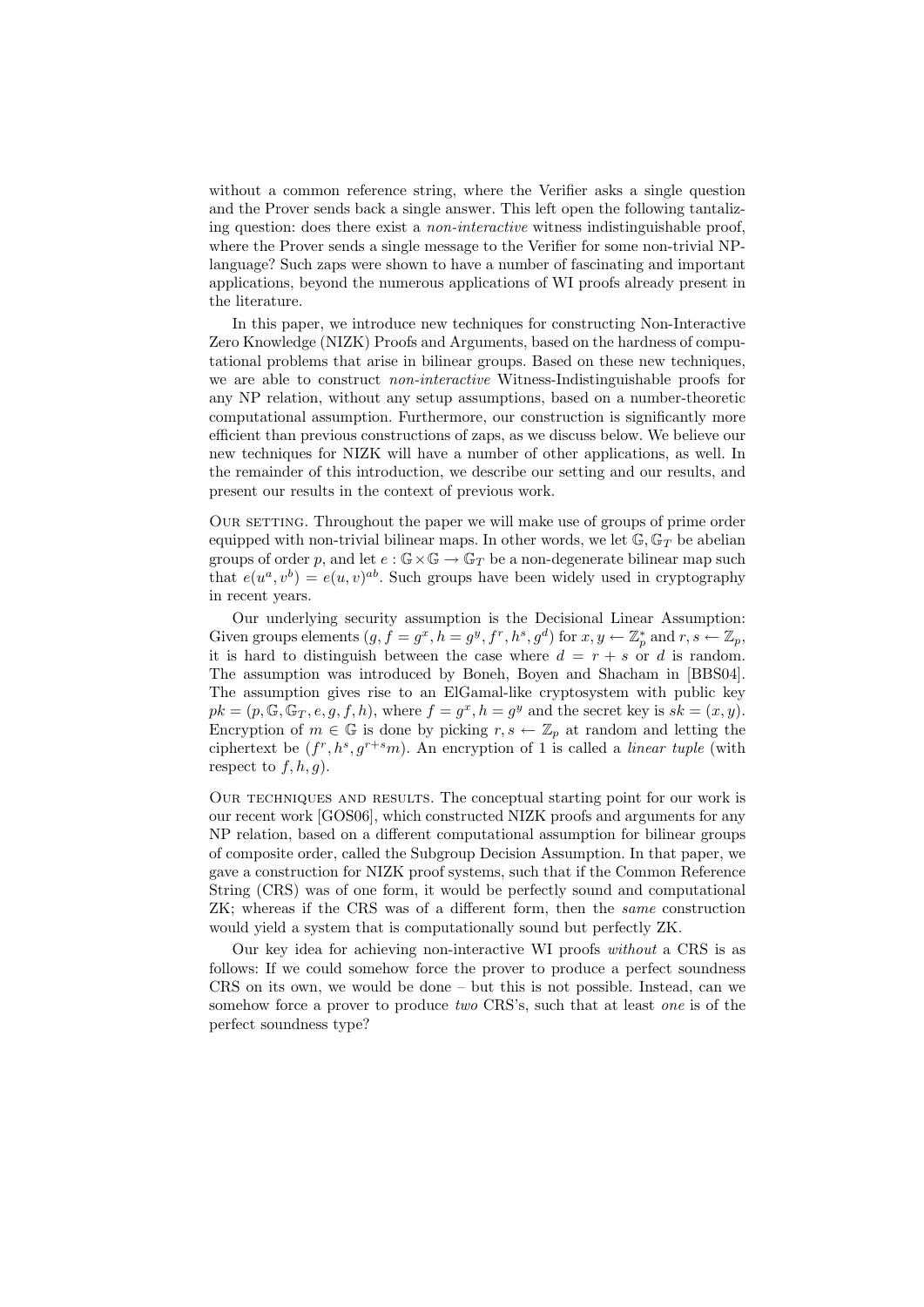without a common reference string, where the Verifier asks a single question and the Prover sends back a single answer. This left open the following tantalizing question: does there exist a *non-interactive* witness indistinguishable proof, where the Prover sends a single message to the Verifier for some non-trivial NP-language? Such zaps were shown to have a number of fascinating and important applications, beyond the numerous applications of WI proofs already present in the literature.

In this paper, we introduce new techniques for constructing Non-Interactive Zero Knowledge (NIZK) Proofs and Arguments, based on the hardness of computational problems that arise in bilinear groups. Based on these new techniques, we are able to construct *non-interactive* Witness-Indistinguishable proofs for any NP relation, without any setup assumptions, based on a number-theoretic computational assumption. Furthermore, our construction is significantly more efficient than previous constructions of zaps, as we discuss below. We believe our new techniques for NIZK will have a number of other applications, as well. In the remainder of this introduction, we describe our setting and our results, and present our results in the context of previous work.

Our setting. Throughout the paper we will make use of groups of prime order equipped with non-trivial bilinear maps. In other words, we let $\mathbb{G}, \mathbb{G}_T$ be abelian groups of order $p$, and let $e : \mathbb{G} \times \mathbb{G} \to \mathbb{G}_T$ be a non-degenerate bilinear map such that $e(u^a, v^b) = e(u, v)^{ab}$. Such groups have been widely used in cryptography in recent years.

Our underlying security assumption is the Decisional Linear Assumption: Given groups elements $(g, f = g^x, h = g^y, f^r, h^s, g^d)$ for $x, y \leftarrow \mathbb{Z}_p^*$ and $r, s \leftarrow \mathbb{Z}_p$, it is hard to distinguish between the case where $d = r + s$ or $d$ is random. The assumption was introduced by Boneh, Boyen and Shacham in [BBS04]. The assumption gives rise to an ElGamal-like cryptosystem with public key $pk = (p, \mathbb{G}, \mathbb{G}_T, e, g, f, h)$, where $f = g^x, h = g^y$ and the secret key is $sk = (x, y)$. Encryption of $m \in \mathbb{G}$ is done by picking $r, s \leftarrow \mathbb{Z}_p$ at random and letting the ciphertext be $(f^r, h^s, g^{r+s}m)$. An encryption of 1 is called a *linear tuple* (with respect to $f, h, g$).

Our techniques and results. The conceptual starting point for our work is our recent work [GOS06], which constructed NIZK proofs and arguments for any NP relation, based on a different computational assumption for bilinear groups of composite order, called the Subgroup Decision Assumption. In that paper, we gave a construction for NIZK proof systems, such that if the Common Reference String (CRS) was of one form, it would be perfectly sound and computational ZK; whereas if the CRS was of a different form, then the *same* construction would yield a system that is computationally sound but perfectly ZK.

Our key idea for achieving non-interactive WI proofs *without* a CRS is as follows: If we could somehow force the prover to produce a perfect soundness CRS on its own, we would be done – but this is not possible. Instead, can we somehow force a prover to produce *two* CRS's, such that at least *one* is of the perfect soundness type?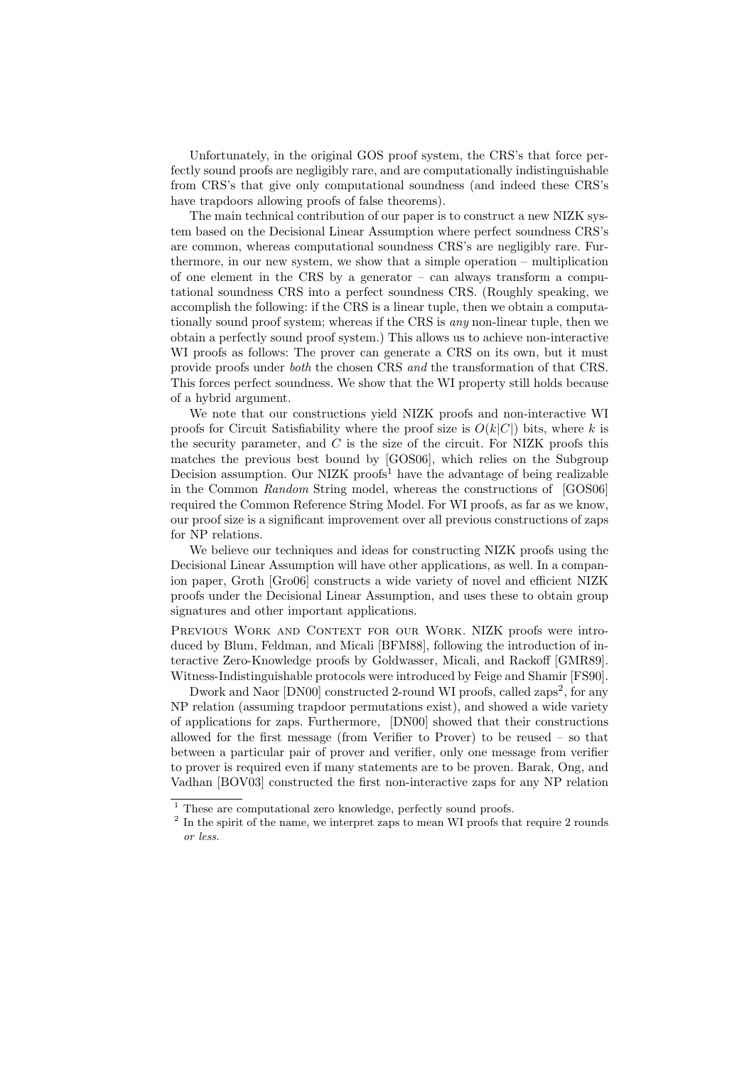Unfortunately, in the original GOS proof system, the CRS's that force perfectly sound proofs are negligibly rare, and are computationally indistinguishable from CRS's that give only computational soundness (and indeed these CRS's have trapdoors allowing proofs of false theorems).

The main technical contribution of our paper is to construct a new NIZK system based on the Decisional Linear Assumption where perfect soundness CRS's are common, whereas computational soundness CRS's are negligibly rare. Furthermore, in our new system, we show that a simple operation – multiplication of one element in the CRS by a generator – can always transform a computational soundness CRS into a perfect soundness CRS. (Roughly speaking, we accomplish the following: if the CRS is a linear tuple, then we obtain a computationally sound proof system; whereas if the CRS is *any* non-linear tuple, then we obtain a perfectly sound proof system.) This allows us to achieve non-interactive WI proofs as follows: The prover can generate a CRS on its own, but it must provide proofs under *both* the chosen CRS *and* the transformation of that CRS. This forces perfect soundness. We show that the WI property still holds because of a hybrid argument.

We note that our constructions yield NIZK proofs and non-interactive WI proofs for Circuit Satisfiability where the proof size is $O(k|C|)$ bits, where $k$ is the security parameter, and $C$ is the size of the circuit. For NIZK proofs this matches the previous best bound by [GOS06], which relies on the Subgroup Decision assumption. Our NIZK proofs[1] have the advantage of being realizable in the Common *Random* String model, whereas the constructions of [GOS06] required the Common Reference String Model. For WI proofs, as far as we know, our proof size is a significant improvement over all previous constructions of zaps for NP relations.

We believe our techniques and ideas for constructing NIZK proofs using the Decisional Linear Assumption will have other applications, as well. In a companion paper, Groth [Gro06] constructs a wide variety of novel and efficient NIZK proofs under the Decisional Linear Assumption, and uses these to obtain group signatures and other important applications.

PREVIOUS WORK AND CONTEXT FOR OUR WORK. NIZK proofs were introduced by Blum, Feldman, and Micali [BFM88], following the introduction of interactive Zero-Knowledge proofs by Goldwasser, Micali, and Rackoff [GMR89]. Witness-Indistinguishable protocols were introduced by Feige and Shamir [FS90].

Dwork and Naor [DN00] constructed 2-round WI proofs, called zaps[2], for any NP relation (assuming trapdoor permutations exist), and showed a wide variety of applications for zaps. Furthermore, [DN00] showed that their constructions allowed for the first message (from Verifier to Prover) to be reused – so that between a particular pair of prover and verifier, only one message from verifier to prover is required even if many statements are to be proven. Barak, Ong, and Vadhan [BOV03] constructed the first non-interactive zaps for any NP relation

[1] These are computational zero knowledge, perfectly sound proofs.

[2] In the spirit of the name, we interpret zaps to mean WI proofs that require 2 rounds *or less*.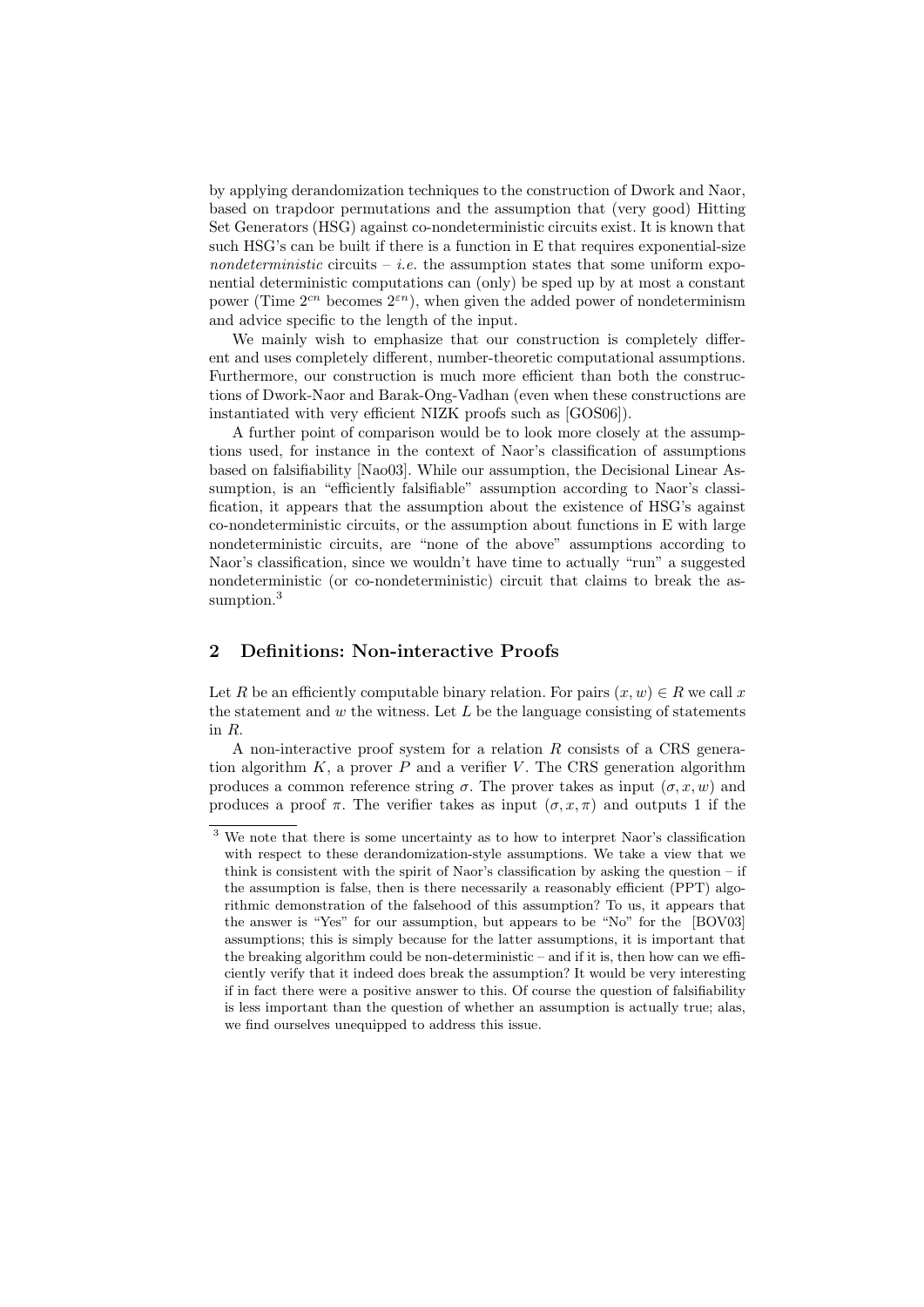by applying derandomization techniques to the construction of Dwork and Naor, based on trapdoor permutations and the assumption that (very good) Hitting Set Generators (HSG) against co-nondeterministic circuits exist. It is known that such HSG's can be built if there is a function in E that requires exponential-size *nondeterministic* circuits – *i.e.* the assumption states that some uniform exponential deterministic computations can (only) be sped up by at most a constant power (Time $2^{cn}$ becomes $2^{\varepsilon n}$), when given the added power of nondeterminism and advice specific to the length of the input.

We mainly wish to emphasize that our construction is completely different and uses completely different, number-theoretic computational assumptions. Furthermore, our construction is much more efficient than both the constructions of Dwork-Naor and Barak-Ong-Vadhan (even when these constructions are instantiated with very efficient NIZK proofs such as [GOS06]).

A further point of comparison would be to look more closely at the assumptions used, for instance in the context of Naor's classification of assumptions based on falsifiability [Nao03]. While our assumption, the Decisional Linear Assumption, is an "efficiently falsifiable" assumption according to Naor's classification, it appears that the assumption about the existence of HSG's against co-nondeterministic circuits, or the assumption about functions in E with large nondeterministic circuits, are "none of the above" assumptions according to Naor's classification, since we wouldn't have time to actually "run" a suggested nondeterministic (or co-nondeterministic) circuit that claims to break the assumption.[3]

## 2 Definitions: Non-interactive Proofs

Let $R$ be an efficiently computable binary relation. For pairs $(x, w) \in R$ we call $x$ the statement and $w$ the witness. Let $L$ be the language consisting of statements in $R$.

A non-interactive proof system for a relation $R$ consists of a CRS generation algorithm $K$, a prover $P$ and a verifier $V$. The CRS generation algorithm produces a common reference string $\sigma$. The prover takes as input $(\sigma, x, w)$ and produces a proof $\pi$. The verifier takes as input $(\sigma, x, \pi)$ and outputs 1 if the

[3] We note that there is some uncertainty as to how to interpret Naor's classification with respect to these derandomization-style assumptions. We take a view that we think is consistent with the spirit of Naor's classification by asking the question – if the assumption is false, then is there necessarily a reasonably efficient (PPT) algorithmic demonstration of the falsehood of this assumption? To us, it appears that the answer is "Yes" for our assumption, but appears to be "No" for the [BOV03] assumptions; this is simply because for the latter assumptions, it is important that the breaking algorithm could be non-deterministic – and if it is, then how can we efficiently verify that it indeed does break the assumption? It would be very interesting if in fact there were a positive answer to this. Of course the question of falsifiability is less important than the question of whether an assumption is actually true; alas, we find ourselves unequipped to address this issue.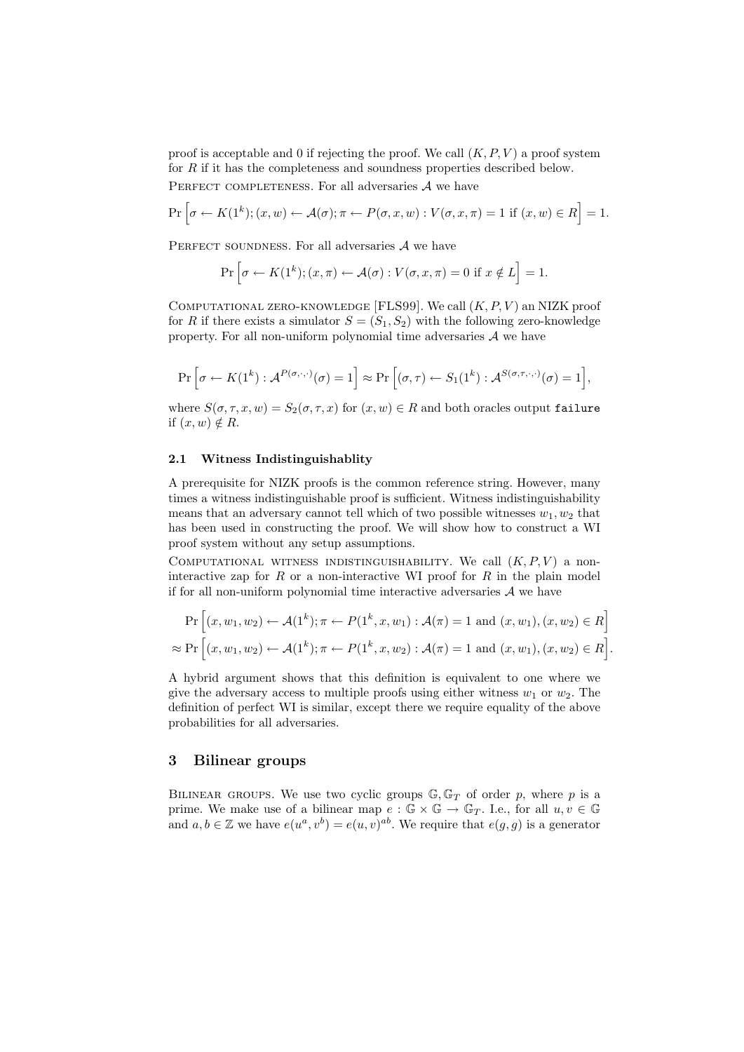proof is acceptable and 0 if rejecting the proof. We call $(K, P, V)$ a proof system for $R$ if it has the completeness and soundness properties described below.

PERFECT COMPLETENESS. For all adversaries $\mathcal{A}$ we have

$$\Pr\Big[\sigma \leftarrow K(1^k); (x, w) \leftarrow \mathcal{A}(\sigma); \pi \leftarrow P(\sigma, x, w) : V(\sigma, x, \pi) = 1 \text{ if } (x, w) \in R\Big] = 1.$$

PERFECT SOUNDNESS. For all adversaries $\mathcal{A}$ we have

$$\Pr\Big[\sigma \leftarrow K(1^k); (x, \pi) \leftarrow \mathcal{A}(\sigma) : V(\sigma, x, \pi) = 0 \text{ if } x \notin L\Big] = 1.$$

COMPUTATIONAL ZERO-KNOWLEDGE [FLS99]. We call $(K, P, V)$ an NIZK proof for $R$ if there exists a simulator $S = (S_1, S_2)$ with the following zero-knowledge property. For all non-uniform polynomial time adversaries $\mathcal{A}$ we have

$$\Pr\Big[\sigma \leftarrow K(1^k) : \mathcal{A}^{P(\sigma,\cdot,\cdot)}(\sigma) = 1\Big] \approx \Pr\Big[(\sigma, \tau) \leftarrow S_1(1^k) : \mathcal{A}^{S(\sigma,\tau,\cdot,\cdot)}(\sigma) = 1\Big],$$

where $S(\sigma, \tau, x, w) = S_2(\sigma, \tau, x)$ for $(x, w) \in R$ and both oracles output `failure` if $(x, w) \notin R$.

### 2.1 Witness Indistinguishablity

A prerequisite for NIZK proofs is the common reference string. However, many times a witness indistinguishable proof is sufficient. Witness indistinguishability means that an adversary cannot tell which of two possible witnesses $w_1, w_2$ that has been used in constructing the proof. We will show how to construct a WI proof system without any setup assumptions.

COMPUTATIONAL WITNESS INDISTINGUISHABILITY. We call $(K, P, V)$ a non-interactive zap for $R$ or a non-interactive WI proof for $R$ in the plain model if for all non-uniform polynomial time interactive adversaries $\mathcal{A}$ we have

$$\Pr\Big[(x, w_1, w_2) \leftarrow \mathcal{A}(1^k); \pi \leftarrow P(1^k, x, w_1) : \mathcal{A}(\pi) = 1 \text{ and } (x, w_1), (x, w_2) \in R\Big]$$

$$\approx \Pr\Big[(x, w_1, w_2) \leftarrow \mathcal{A}(1^k); \pi \leftarrow P(1^k, x, w_2) : \mathcal{A}(\pi) = 1 \text{ and } (x, w_1), (x, w_2) \in R\Big].$$

A hybrid argument shows that this definition is equivalent to one where we give the adversary access to multiple proofs using either witness $w_1$ or $w_2$. The definition of perfect WI is similar, except there we require equality of the above probabilities for all adversaries.

## 3 Bilinear groups

BILINEAR GROUPS. We use two cyclic groups $\mathbb{G}, \mathbb{G}_T$ of order $p$, where $p$ is a prime. We make use of a bilinear map $e : \mathbb{G} \times \mathbb{G} \to \mathbb{G}_T$. I.e., for all $u, v \in \mathbb{G}$ and $a, b \in \mathbb{Z}$ we have $e(u^a, v^b) = e(u, v)^{ab}$. We require that $e(g, g)$ is a generator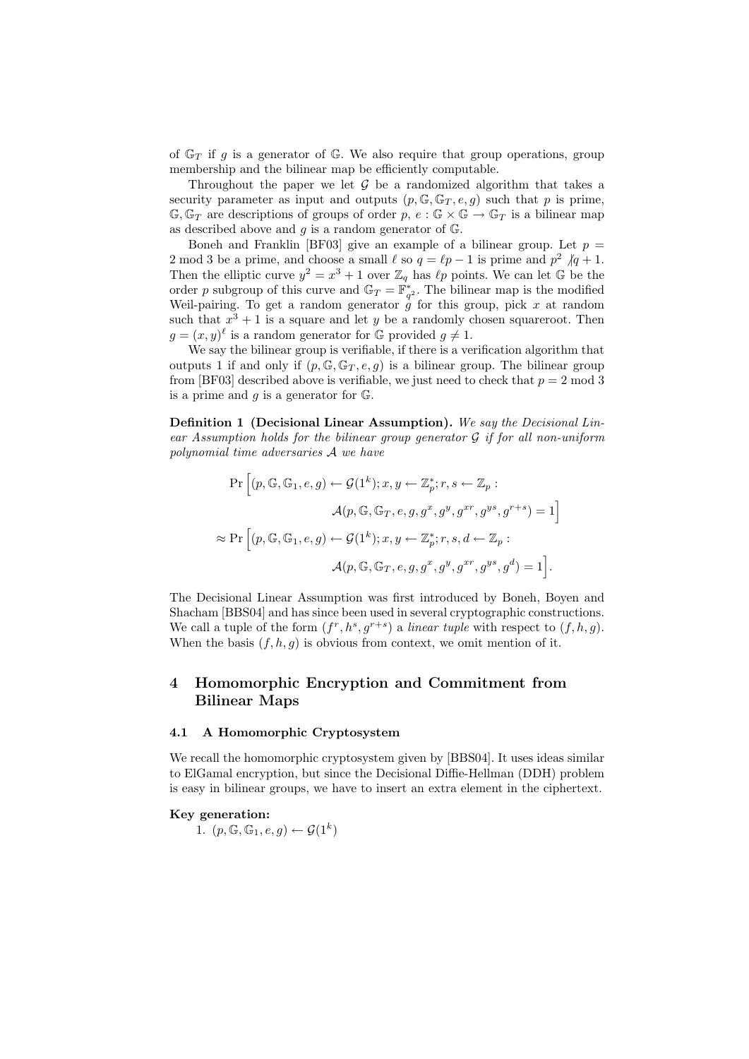of $\mathbb{G}_T$ if $g$ is a generator of $\mathbb{G}$. We also require that group operations, group membership and the bilinear map be efficiently computable.

Throughout the paper we let $\mathcal{G}$ be a randomized algorithm that takes a security parameter as input and outputs $(p, \mathbb{G}, \mathbb{G}_T, e, g)$ such that $p$ is prime, $\mathbb{G}, \mathbb{G}_T$ are descriptions of groups of order $p$, $e : \mathbb{G} \times \mathbb{G} \to \mathbb{G}_T$ is a bilinear map as described above and $g$ is a random generator of $\mathbb{G}$.

Boneh and Franklin [BF03] give an example of a bilinear group. Let $p = 2 \bmod 3$ be a prime, and choose a small $\ell$ so $q = \ell p - 1$ is prime and $p^2 \not| q + 1$. Then the elliptic curve $y^2 = x^3 + 1$ over $\mathbb{Z}_q$ has $\ell p$ points. We can let $\mathbb{G}$ be the order $p$ subgroup of this curve and $\mathbb{G}_T = \mathbb{F}^*_{q^2}$. The bilinear map is the modified Weil-pairing. To get a random generator $g$ for this group, pick $x$ at random such that $x^3 + 1$ is a square and let $y$ be a randomly chosen squareroot. Then $g = (x, y)^\ell$ is a random generator for $\mathbb{G}$ provided $g \neq 1$.

We say the bilinear group is verifiable, if there is a verification algorithm that outputs 1 if and only if $(p, \mathbb{G}, \mathbb{G}_T, e, g)$ is a bilinear group. The bilinear group from [BF03] described above is verifiable, we just need to check that $p = 2 \bmod 3$ is a prime and $g$ is a generator for $\mathbb{G}$.

**Definition 1 (Decisional Linear Assumption).** *We say the Decisional Linear Assumption holds for the bilinear group generator $\mathcal{G}$ if for all non-uniform polynomial time adversaries $\mathcal{A}$ we have*

$$
\begin{aligned}
&\Pr\Big[(p, \mathbb{G}, \mathbb{G}_1, e, g) \leftarrow \mathcal{G}(1^k); x, y \leftarrow \mathbb{Z}_p^*; r, s \leftarrow \mathbb{Z}_p : \\
&\qquad\qquad \mathcal{A}(p, \mathbb{G}, \mathbb{G}_T, e, g, g^x, g^y, g^{xr}, g^{ys}, g^{r+s}) = 1\Big] \\
\approx\ &\Pr\Big[(p, \mathbb{G}, \mathbb{G}_1, e, g) \leftarrow \mathcal{G}(1^k); x, y \leftarrow \mathbb{Z}_p^*; r, s, d \leftarrow \mathbb{Z}_p : \\
&\qquad\qquad \mathcal{A}(p, \mathbb{G}, \mathbb{G}_T, e, g, g^x, g^y, g^{xr}, g^{ys}, g^d) = 1\Big].
\end{aligned}
$$

The Decisional Linear Assumption was first introduced by Boneh, Boyen and Shacham [BBS04] and has since been used in several cryptographic constructions. We call a tuple of the form $(f^r, h^s, g^{r+s})$ a *linear tuple* with respect to $(f, h, g)$. When the basis $(f, h, g)$ is obvious from context, we omit mention of it.

# 4 Homomorphic Encryption and Commitment from Bilinear Maps

## 4.1 A Homomorphic Cryptosystem

We recall the homomorphic cryptosystem given by [BBS04]. It uses ideas similar to ElGamal encryption, but since the Decisional Diffie-Hellman (DDH) problem is easy in bilinear groups, we have to insert an extra element in the ciphertext.

**Key generation:**

1. $(p, \mathbb{G}, \mathbb{G}_1, e, g) \leftarrow \mathcal{G}(1^k)$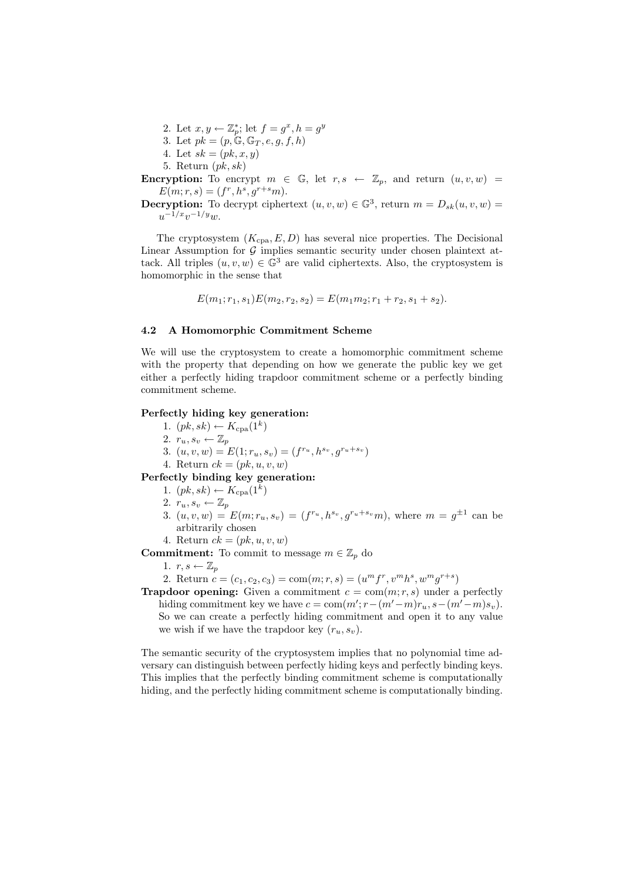2. Let $x, y \leftarrow \mathbb{Z}_p^*$; let $f = g^x, h = g^y$
3. Let $pk = (p, \mathbb{G}, \mathbb{G}_T, e, g, f, h)$
4. Let $sk = (pk, x, y)$
5. Return $(pk, sk)$

**Encryption:** To encrypt $m \in \mathbb{G}$, let $r, s \leftarrow \mathbb{Z}_p$, and return $(u, v, w) = E(m; r, s) = (f^r, h^s, g^{r+s}m)$.

**Decryption:** To decrypt ciphertext $(u, v, w) \in \mathbb{G}^3$, return $m = D_{sk}(u, v, w) = u^{-1/x}v^{-1/y}w$.

The cryptosystem $(K_{\text{cpa}}, E, D)$ has several nice properties. The Decisional Linear Assumption for $\mathcal{G}$ implies semantic security under chosen plaintext attack. All triples $(u, v, w) \in \mathbb{G}^3$ are valid ciphertexts. Also, the cryptosystem is homomorphic in the sense that

$$E(m_1; r_1, s_1)E(m_2, r_2, s_2) = E(m_1 m_2; r_1 + r_2, s_1 + s_2).$$

### 4.2 A Homomorphic Commitment Scheme

We will use the cryptosystem to create a homomorphic commitment scheme with the property that depending on how we generate the public key we get either a perfectly hiding trapdoor commitment scheme or a perfectly binding commitment scheme.

**Perfectly hiding key generation:**

1. $(pk, sk) \leftarrow K_{\text{cpa}}(1^k)$
2. $r_u, s_v \leftarrow \mathbb{Z}_p$
3. $(u, v, w) = E(1; r_u, s_v) = (f^{r_u}, h^{s_v}, g^{r_u+s_v})$
4. Return $ck = (pk, u, v, w)$

**Perfectly binding key generation:**

1. $(pk, sk) \leftarrow K_{\text{cpa}}(1^k)$
2. $r_u, s_v \leftarrow \mathbb{Z}_p$
3. $(u, v, w) = E(m; r_u, s_v) = (f^{r_u}, h^{s_v}, g^{r_u+s_v}m)$, where $m = g^{\pm 1}$ can be arbitrarily chosen
4. Return $ck = (pk, u, v, w)$

**Commitment:** To commit to message $m \in \mathbb{Z}_p$ do

1. $r, s \leftarrow \mathbb{Z}_p$
2. Return $c = (c_1, c_2, c_3) = \text{com}(m; r, s) = (u^m f^r, v^m h^s, w^m g^{r+s})$

**Trapdoor opening:** Given a commitment $c = \text{com}(m; r, s)$ under a perfectly hiding commitment key we have $c = \text{com}(m'; r - (m' - m)r_u, s - (m' - m)s_v)$. So we can create a perfectly hiding commitment and open it to any value we wish if we have the trapdoor key $(r_u, s_v)$.

The semantic security of the cryptosystem implies that no polynomial time adversary can distinguish between perfectly hiding keys and perfectly binding keys. This implies that the perfectly binding commitment scheme is computationally hiding, and the perfectly hiding commitment scheme is computationally binding.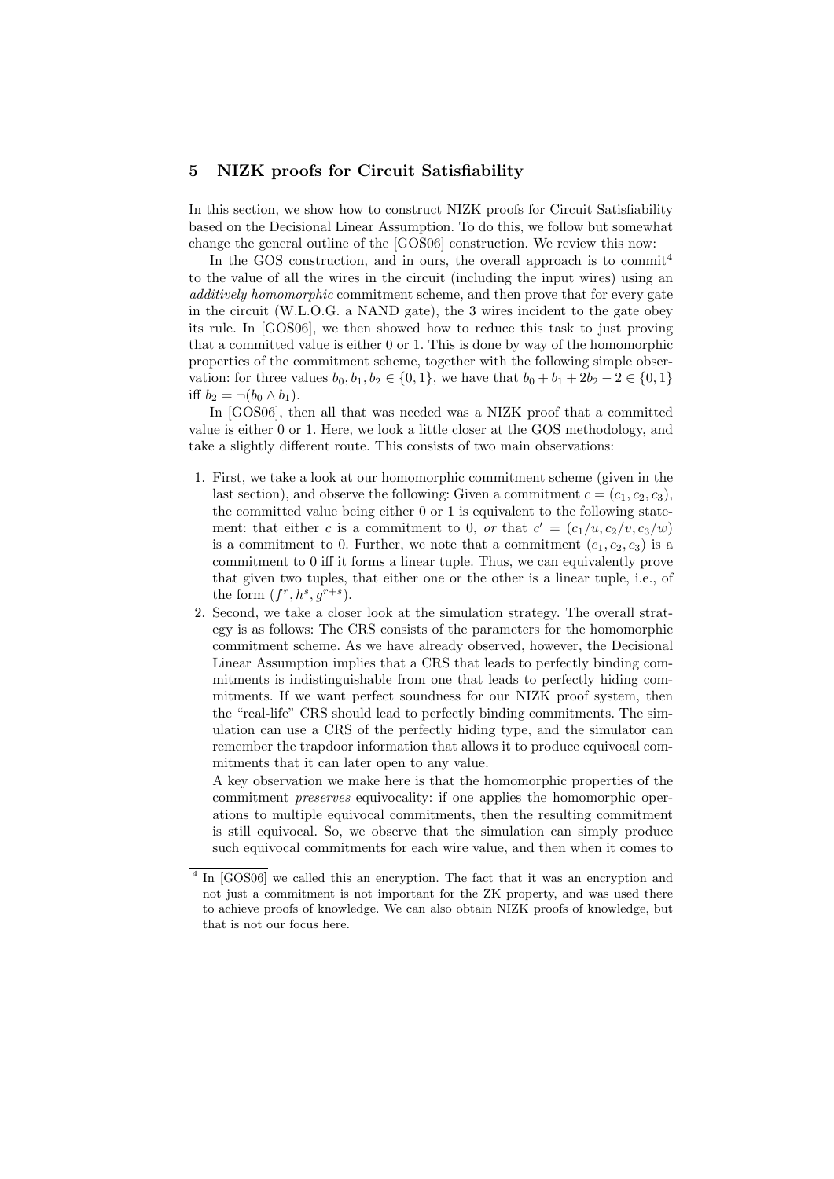## 5 NIZK proofs for Circuit Satisfiability

In this section, we show how to construct NIZK proofs for Circuit Satisfiability based on the Decisional Linear Assumption. To do this, we follow but somewhat change the general outline of the [GOS06] construction. We review this now:

In the GOS construction, and in ours, the overall approach is to commit[4] to the value of all the wires in the circuit (including the input wires) using an *additively homomorphic* commitment scheme, and then prove that for every gate in the circuit (W.L.O.G. a NAND gate), the 3 wires incident to the gate obey its rule. In [GOS06], we then showed how to reduce this task to just proving that a committed value is either 0 or 1. This is done by way of the homomorphic properties of the commitment scheme, together with the following simple observation: for three values $b_0, b_1, b_2 \in \{0, 1\}$, we have that $b_0 + b_1 + 2b_2 - 2 \in \{0, 1\}$ iff $b_2 = \neg(b_0 \wedge b_1)$.

In [GOS06], then all that was needed was a NIZK proof that a committed value is either 0 or 1. Here, we look a little closer at the GOS methodology, and take a slightly different route. This consists of two main observations:

1. First, we take a look at our homomorphic commitment scheme (given in the last section), and observe the following: Given a commitment $c = (c_1, c_2, c_3)$, the committed value being either 0 or 1 is equivalent to the following statement: that either $c$ is a commitment to 0, *or* that $c' = (c_1/u, c_2/v, c_3/w)$ is a commitment to 0. Further, we note that a commitment $(c_1, c_2, c_3)$ is a commitment to 0 iff it forms a linear tuple. Thus, we can equivalently prove that given two tuples, that either one or the other is a linear tuple, i.e., of the form $(f^r, h^s, g^{r+s})$.
2. Second, we take a closer look at the simulation strategy. The overall strategy is as follows: The CRS consists of the parameters for the homomorphic commitment scheme. As we have already observed, however, the Decisional Linear Assumption implies that a CRS that leads to perfectly binding commitments is indistinguishable from one that leads to perfectly hiding commitments. If we want perfect soundness for our NIZK proof system, then the "real-life" CRS should lead to perfectly binding commitments. The simulation can use a CRS of the perfectly hiding type, and the simulator can remember the trapdoor information that allows it to produce equivocal commitments that it can later open to any value.

   A key observation we make here is that the homomorphic properties of the commitment *preserves* equivocality: if one applies the homomorphic operations to multiple equivocal commitments, then the resulting commitment is still equivocal. So, we observe that the simulation can simply produce such equivocal commitments for each wire value, and then when it comes to

[4] In [GOS06] we called this an encryption. The fact that it was an encryption and not just a commitment is not important for the ZK property, and was used there to achieve proofs of knowledge. We can also obtain NIZK proofs of knowledge, but that is not our focus here.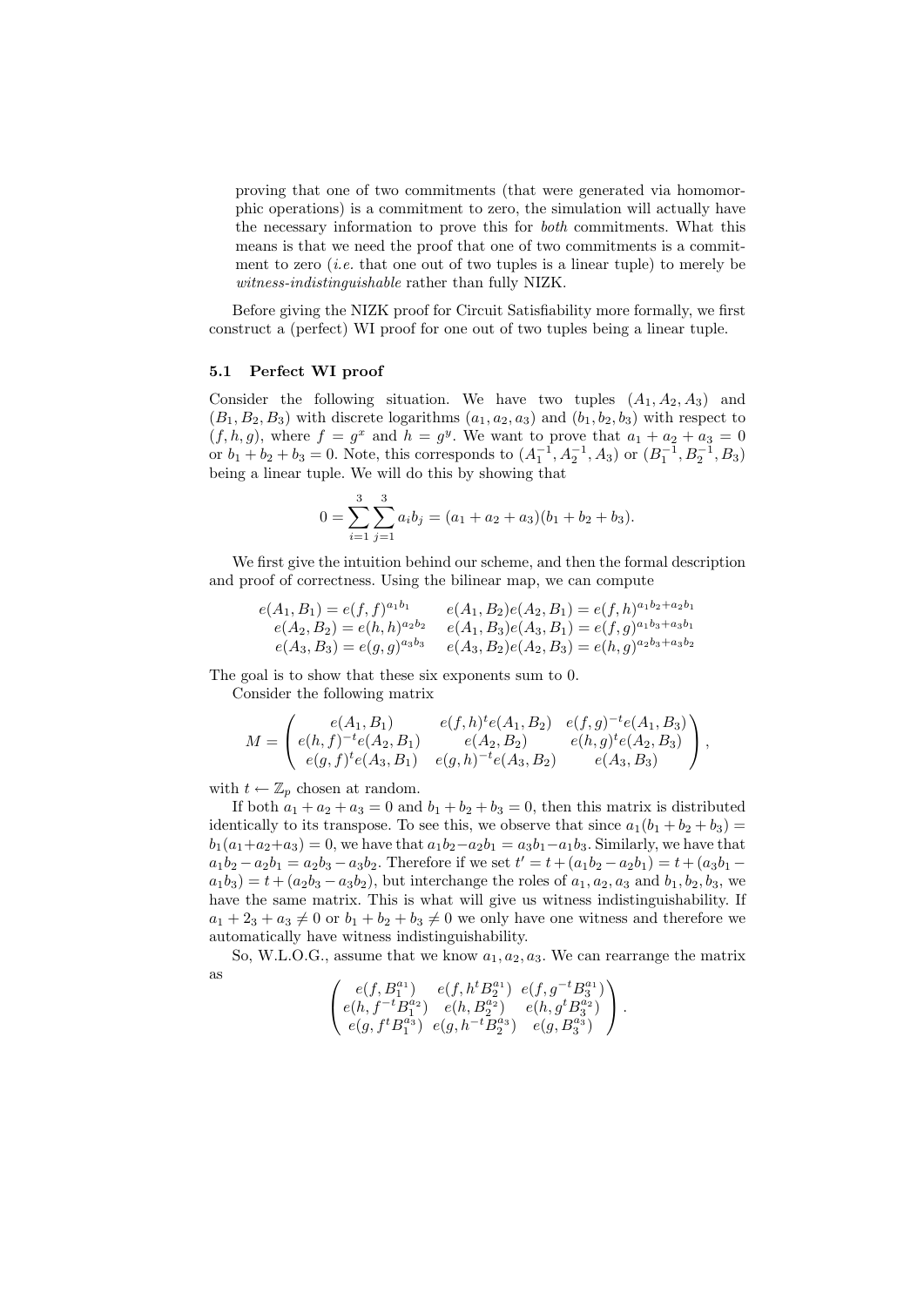proving that one of two commitments (that were generated via homomorphic operations) is a commitment to zero, the simulation will actually have the necessary information to prove this for *both* commitments. What this means is that we need the proof that one of two commitments is a commitment to zero (*i.e.* that one out of two tuples is a linear tuple) to merely be *witness-indistinguishable* rather than fully NIZK.

Before giving the NIZK proof for Circuit Satisfiability more formally, we first construct a (perfect) WI proof for one out of two tuples being a linear tuple.

### 5.1 Perfect WI proof

Consider the following situation. We have two tuples $(A_1, A_2, A_3)$ and $(B_1, B_2, B_3)$ with discrete logarithms $(a_1, a_2, a_3)$ and $(b_1, b_2, b_3)$ with respect to $(f, h, g)$, where $f = g^x$ and $h = g^y$. We want to prove that $a_1 + a_2 + a_3 = 0$ or $b_1 + b_2 + b_3 = 0$. Note, this corresponds to $(A_1^{-1}, A_2^{-1}, A_3)$ or $(B_1^{-1}, B_2^{-1}, B_3)$ being a linear tuple. We will do this by showing that

$$0 = \sum_{i=1}^{3}\sum_{j=1}^{3} a_i b_j = (a_1 + a_2 + a_3)(b_1 + b_2 + b_3).$$

We first give the intuition behind our scheme, and then the formal description and proof of correctness. Using the bilinear map, we can compute

$$\begin{array}{ll} e(A_1, B_1) = e(f, f)^{a_1 b_1} & e(A_1, B_2)e(A_2, B_1) = e(f, h)^{a_1 b_2 + a_2 b_1} \\ e(A_2, B_2) = e(h, h)^{a_2 b_2} & e(A_1, B_3)e(A_3, B_1) = e(f, g)^{a_1 b_3 + a_3 b_1} \\ e(A_3, B_3) = e(g, g)^{a_3 b_3} & e(A_3, B_2)e(A_2, B_3) = e(h, g)^{a_2 b_3 + a_3 b_2} \end{array}$$

The goal is to show that these six exponents sum to 0.

Consider the following matrix

$$M = \begin{pmatrix} e(A_1, B_1) & e(f, h)^t e(A_1, B_2) & e(f, g)^{-t} e(A_1, B_3) \\ e(h, f)^{-t} e(A_2, B_1) & e(A_2, B_2) & e(h, g)^t e(A_2, B_3) \\ e(g, f)^t e(A_3, B_1) & e(g, h)^{-t} e(A_3, B_2) & e(A_3, B_3) \end{pmatrix},$$

with $t \leftarrow \mathbb{Z}_p$ chosen at random.

If both $a_1 + a_2 + a_3 = 0$ and $b_1 + b_2 + b_3 = 0$, then this matrix is distributed identically to its transpose. To see this, we observe that since $a_1(b_1 + b_2 + b_3) = b_1(a_1 + a_2 + a_3) = 0$, we have that $a_1 b_2 - a_2 b_1 = a_3 b_1 - a_1 b_3$. Similarly, we have that $a_1 b_2 - a_2 b_1 = a_2 b_3 - a_3 b_2$. Therefore if we set $t' = t + (a_1 b_2 - a_2 b_1) = t + (a_3 b_1 - a_1 b_3) = t + (a_2 b_3 - a_3 b_2)$, but interchange the roles of $a_1, a_2, a_3$ and $b_1, b_2, b_3$, we have the same matrix. This is what will give us witness indistinguishability. If $a_1 + 2_3 + a_3 \neq 0$ or $b_1 + b_2 + b_3 \neq 0$ we only have one witness and therefore we automatically have witness indistinguishability.

So, W.L.O.G., assume that we know $a_1, a_2, a_3$. We can rearrange the matrix as

$$\begin{pmatrix} e(f, B_1^{a_1}) & e(f, h^t B_2^{a_1}) & e(f, g^{-t} B_3^{a_1}) \\ e(h, f^{-t} B_1^{a_2}) & e(h, B_2^{a_2}) & e(h, g^t B_3^{a_2}) \\ e(g, f^t B_1^{a_3}) & e(g, h^{-t} B_2^{a_3}) & e(g, B_3^{a_3}) \end{pmatrix}.$$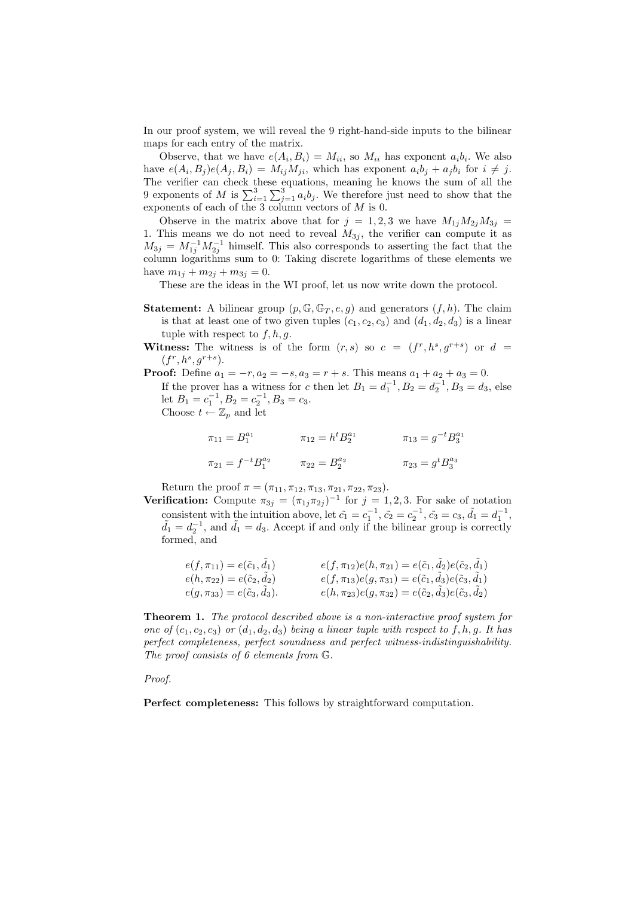In our proof system, we will reveal the 9 right-hand-side inputs to the bilinear maps for each entry of the matrix.

Observe, that we have $e(A_i, B_i) = M_{ii}$, so $M_{ii}$ has exponent $a_i b_i$. We also have $e(A_i, B_j)e(A_j, B_i) = M_{ij}M_{ji}$, which has exponent $a_i b_j + a_j b_i$ for $i \neq j$. The verifier can check these equations, meaning he knows the sum of all the 9 exponents of $M$ is $\sum_{i=1}^{3}\sum_{j=1}^{3} a_i b_j$. We therefore just need to show that the exponents of each of the 3 column vectors of $M$ is 0.

Observe in the matrix above that for $j = 1, 2, 3$ we have $M_{1j}M_{2j}M_{3j} = 1$. This means we do not need to reveal $M_{3j}$, the verifier can compute it as $M_{3j} = M_{1j}^{-1}M_{2j}^{-1}$ himself. This also corresponds to asserting the fact that the column logarithms sum to 0: Taking discrete logarithms of these elements we have $m_{1j} + m_{2j} + m_{3j} = 0$.

These are the ideas in the WI proof, let us now write down the protocol.

**Statement:** A bilinear group $(p, \mathbb{G}, \mathbb{G}_T, e, g)$ and generators $(f, h)$. The claim is that at least one of two given tuples $(c_1, c_2, c_3)$ and $(d_1, d_2, d_3)$ is a linear tuple with respect to $f, h, g$.

**Witness:** The witness is of the form $(r, s)$ so $c = (f^r, h^s, g^{r+s})$ or $d = (f^r, h^s, g^{r+s})$.

**Proof:** Define $a_1 = -r, a_2 = -s, a_3 = r + s$. This means $a_1 + a_2 + a_3 = 0$.
If the prover has a witness for $c$ then let $B_1 = d_1^{-1}, B_2 = d_2^{-1}, B_3 = d_3$, else let $B_1 = c_1^{-1}, B_2 = c_2^{-1}, B_3 = c_3$.
Choose $t \leftarrow \mathbb{Z}_p$ and let

$$\pi_{11} = B_1^{a_1} \qquad \pi_{12} = h^t B_2^{a_1} \qquad \pi_{13} = g^{-t} B_3^{a_1}$$

$$\pi_{21} = f^{-t} B_1^{a_2} \qquad \pi_{22} = B_2^{a_2} \qquad \pi_{23} = g^t B_3^{a_3}$$

Return the proof $\pi = (\pi_{11}, \pi_{12}, \pi_{13}, \pi_{21}, \pi_{22}, \pi_{23})$.

**Verification:** Compute $\pi_{3j} = (\pi_{1j}\pi_{2j})^{-1}$ for $j = 1, 2, 3$. For sake of notation consistent with the intuition above, let $\tilde{c_1} = c_1^{-1}, \tilde{c_2} = c_2^{-1}, \tilde{c_3} = c_3, \tilde{d_1} = d_1^{-1}$, $\tilde{d_1} = d_2^{-1}$, and $\tilde{d_1} = d_3$. Accept if and only if the bilinear group is correctly formed, and

$$e(f, \pi_{11}) = e(\tilde{c}_1, \tilde{d}_1) \qquad e(f, \pi_{12})e(h, \pi_{21}) = e(\tilde{c}_1, \tilde{d}_2)e(\tilde{c}_2, \tilde{d}_1)$$
$$e(h, \pi_{22}) = e(\tilde{c}_2, \tilde{d}_2) \qquad e(f, \pi_{13})e(g, \pi_{31}) = e(\tilde{c}_1, \tilde{d}_3)e(\tilde{c}_3, \tilde{d}_1)$$
$$e(g, \pi_{33}) = e(\tilde{c}_3, \tilde{d}_3). \qquad e(h, \pi_{23})e(g, \pi_{32}) = e(\tilde{c}_2, \tilde{d}_3)e(\tilde{c}_3, \tilde{d}_2)$$

**Theorem 1.** *The protocol described above is a non-interactive proof system for one of $(c_1, c_2, c_3)$ or $(d_1, d_2, d_3)$ being a linear tuple with respect to $f, h, g$. It has perfect completeness, perfect soundness and perfect witness-indistinguishability. The proof consists of 6 elements from $\mathbb{G}$.*

*Proof.*

**Perfect completeness:** This follows by straightforward computation.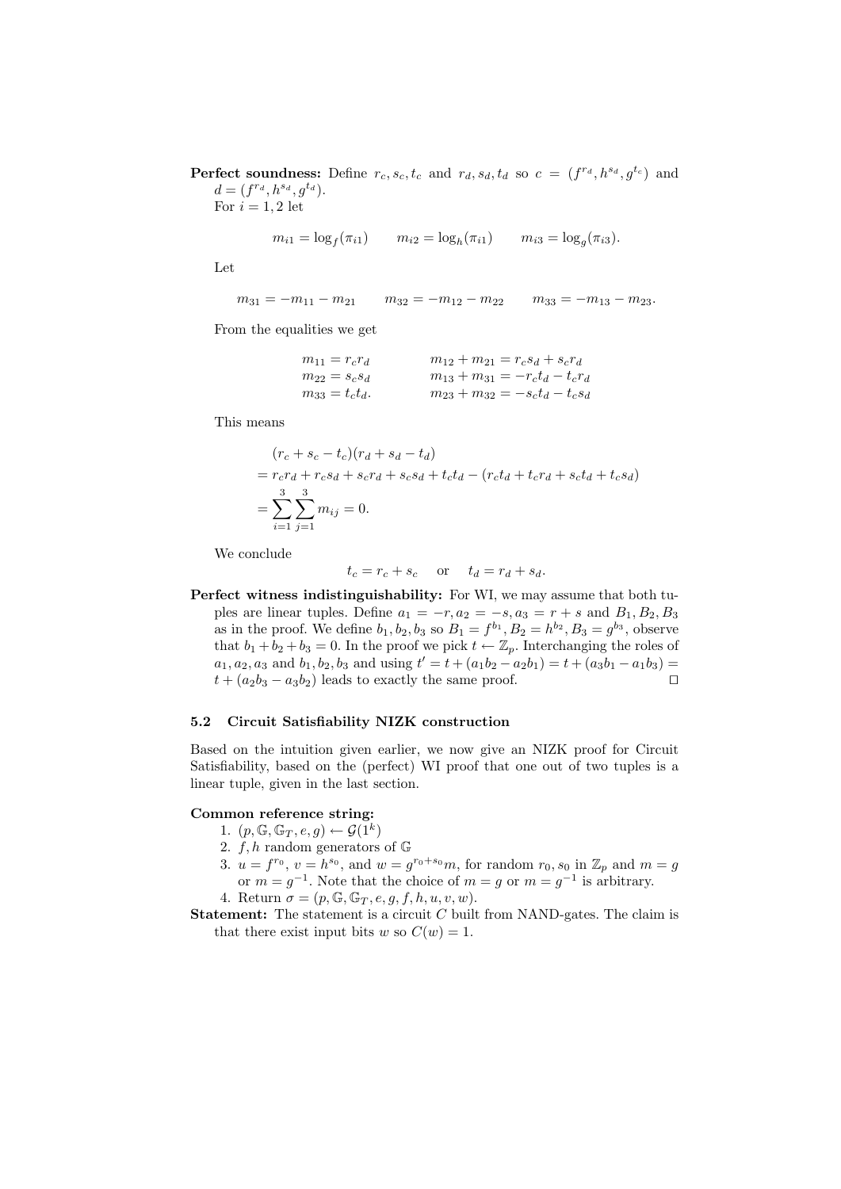**Perfect soundness:** Define $r_c, s_c, t_c$ and $r_d, s_d, t_d$ so $c = (f^{r_d}, h^{s_d}, g^{t_c})$ and $d = (f^{r_d}, h^{s_d}, g^{t_d})$.

For $i = 1, 2$ let

$$m_{i1} = \log_f(\pi_{i1}) \qquad m_{i2} = \log_h(\pi_{i1}) \qquad m_{i3} = \log_g(\pi_{i3}).$$

Let

$$m_{31} = -m_{11} - m_{21} \qquad m_{32} = -m_{12} - m_{22} \qquad m_{33} = -m_{13} - m_{23}.$$

From the equalities we get

$$\begin{array}{ll} m_{11} = r_c r_d & m_{12} + m_{21} = r_c s_d + s_c r_d \\ m_{22} = s_c s_d & m_{13} + m_{31} = -r_c t_d - t_c r_d \\ m_{33} = t_c t_d. & m_{23} + m_{32} = -s_c t_d - t_c s_d \end{array}$$

This means

$$\begin{aligned} &(r_c + s_c - t_c)(r_d + s_d - t_d) \\ &= r_c r_d + r_c s_d + s_c r_d + s_c s_d + t_c t_d - (r_c t_d + t_c r_d + s_c t_d + t_c s_d) \\ &= \sum_{i=1}^{3} \sum_{j=1}^{3} m_{ij} = 0. \end{aligned}$$

We conclude

$$t_c = r_c + s_c \quad \text{ or } \quad t_d = r_d + s_d.$$

**Perfect witness indistinguishability:** For WI, we may assume that both tuples are linear tuples. Define $a_1 = -r, a_2 = -s, a_3 = r + s$ and $B_1, B_2, B_3$ as in the proof. We define $b_1, b_2, b_3$ so $B_1 = f^{b_1}, B_2 = h^{b_2}, B_3 = g^{b_3}$, observe that $b_1 + b_2 + b_3 = 0$. In the proof we pick $t \leftarrow \mathbb{Z}_p$. Interchanging the roles of $a_1, a_2, a_3$ and $b_1, b_2, b_3$ and using $t' = t + (a_1 b_2 - a_2 b_1) = t + (a_3 b_1 - a_1 b_3) = t + (a_2 b_3 - a_3 b_2)$ leads to exactly the same proof. □

### 5.2 Circuit Satisfiability NIZK construction

Based on the intuition given earlier, we now give an NIZK proof for Circuit Satisfiability, based on the (perfect) WI proof that one out of two tuples is a linear tuple, given in the last section.

**Common reference string:**

1. $(p, \mathbb{G}, \mathbb{G}_T, e, g) \leftarrow \mathcal{G}(1^k)$
2. $f, h$ random generators of $\mathbb{G}$
3. $u = f^{r_0}$, $v = h^{s_0}$, and $w = g^{r_0 + s_0} m$, for random $r_0, s_0$ in $\mathbb{Z}_p$ and $m = g$ or $m = g^{-1}$. Note that the choice of $m = g$ or $m = g^{-1}$ is arbitrary.
4. Return $\sigma = (p, \mathbb{G}, \mathbb{G}_T, e, g, f, h, u, v, w)$.

**Statement:** The statement is a circuit $C$ built from NAND-gates. The claim is that there exist input bits $w$ so $C(w) = 1$.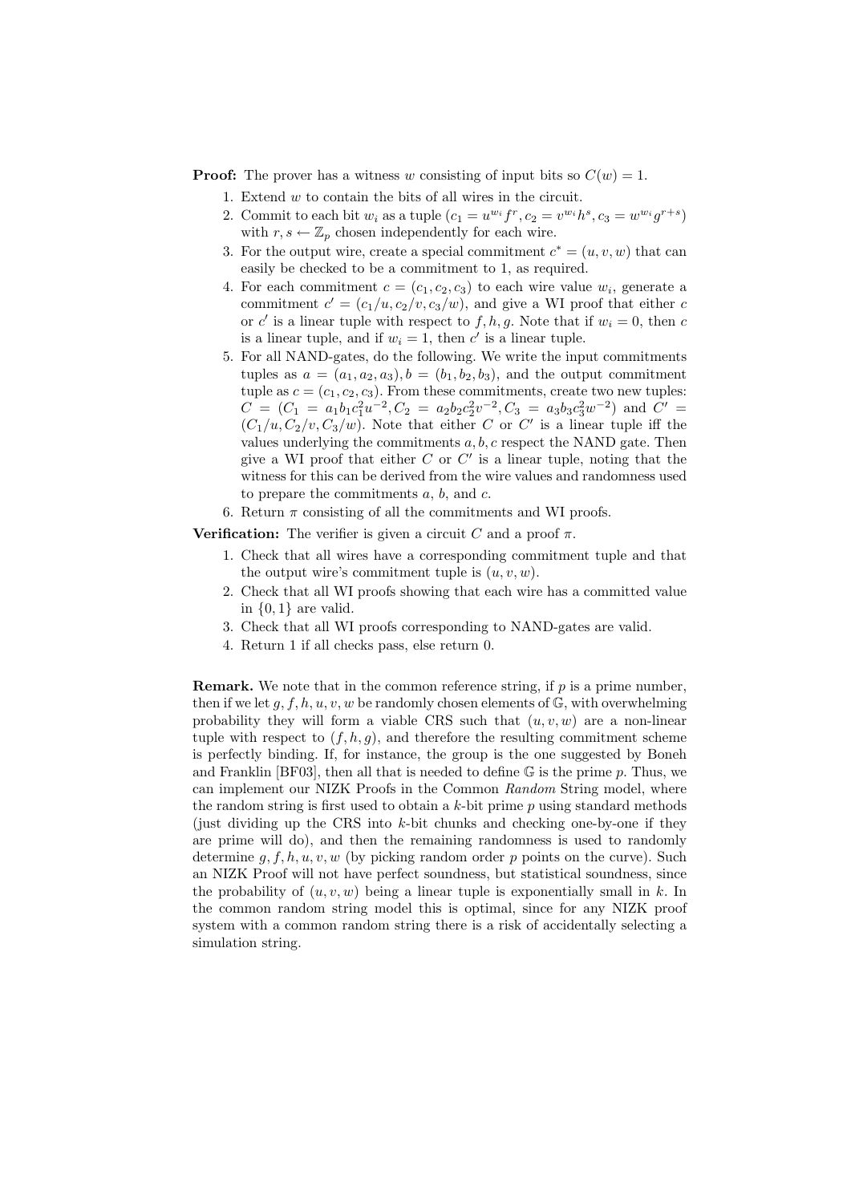**Proof:** The prover has a witness $w$ consisting of input bits so $C(w) = 1$.

1. Extend $w$ to contain the bits of all wires in the circuit.
2. Commit to each bit $w_i$ as a tuple $(c_1 = u^{w_i} f^r, c_2 = v^{w_i} h^s, c_3 = w^{w_i} g^{r+s})$ with $r, s \leftarrow \mathbb{Z}_p$ chosen independently for each wire.
3. For the output wire, create a special commitment $c^* = (u, v, w)$ that can easily be checked to be a commitment to 1, as required.
4. For each commitment $c = (c_1, c_2, c_3)$ to each wire value $w_i$, generate a commitment $c' = (c_1/u, c_2/v, c_3/w)$, and give a WI proof that either $c$ or $c'$ is a linear tuple with respect to $f, h, g$. Note that if $w_i = 0$, then $c$ is a linear tuple, and if $w_i = 1$, then $c'$ is a linear tuple.
5. For all NAND-gates, do the following. We write the input commitments tuples as $a = (a_1, a_2, a_3), b = (b_1, b_2, b_3)$, and the output commitment tuple as $c = (c_1, c_2, c_3)$. From these commitments, create two new tuples: $C = (C_1 = a_1 b_1 c_1^2 u^{-2}, C_2 = a_2 b_2 c_2^2 v^{-2}, C_3 = a_3 b_3 c_3^2 w^{-2})$ and $C' = (C_1/u, C_2/v, C_3/w)$. Note that either $C$ or $C'$ is a linear tuple iff the values underlying the commitments $a, b, c$ respect the NAND gate. Then give a WI proof that either $C$ or $C'$ is a linear tuple, noting that the witness for this can be derived from the wire values and randomness used to prepare the commitments $a$, $b$, and $c$.
6. Return $\pi$ consisting of all the commitments and WI proofs.

**Verification:** The verifier is given a circuit $C$ and a proof $\pi$.

1. Check that all wires have a corresponding commitment tuple and that the output wire's commitment tuple is $(u, v, w)$.
2. Check that all WI proofs showing that each wire has a committed value in $\{0, 1\}$ are valid.
3. Check that all WI proofs corresponding to NAND-gates are valid.
4. Return 1 if all checks pass, else return 0.

**Remark.** We note that in the common reference string, if $p$ is a prime number, then if we let $g, f, h, u, v, w$ be randomly chosen elements of $\mathbb{G}$, with overwhelming probability they will form a viable CRS such that $(u, v, w)$ are a non-linear tuple with respect to $(f, h, g)$, and therefore the resulting commitment scheme is perfectly binding. If, for instance, the group is the one suggested by Boneh and Franklin [BF03], then all that is needed to define $\mathbb{G}$ is the prime $p$. Thus, we can implement our NIZK Proofs in the Common *Random* String model, where the random string is first used to obtain a $k$-bit prime $p$ using standard methods (just dividing up the CRS into $k$-bit chunks and checking one-by-one if they are prime will do), and then the remaining randomness is used to randomly determine $g, f, h, u, v, w$ (by picking random order $p$ points on the curve). Such an NIZK Proof will not have perfect soundness, but statistical soundness, since the probability of $(u, v, w)$ being a linear tuple is exponentially small in $k$. In the common random string model this is optimal, since for any NIZK proof system with a common random string there is a risk of accidentally selecting a simulation string.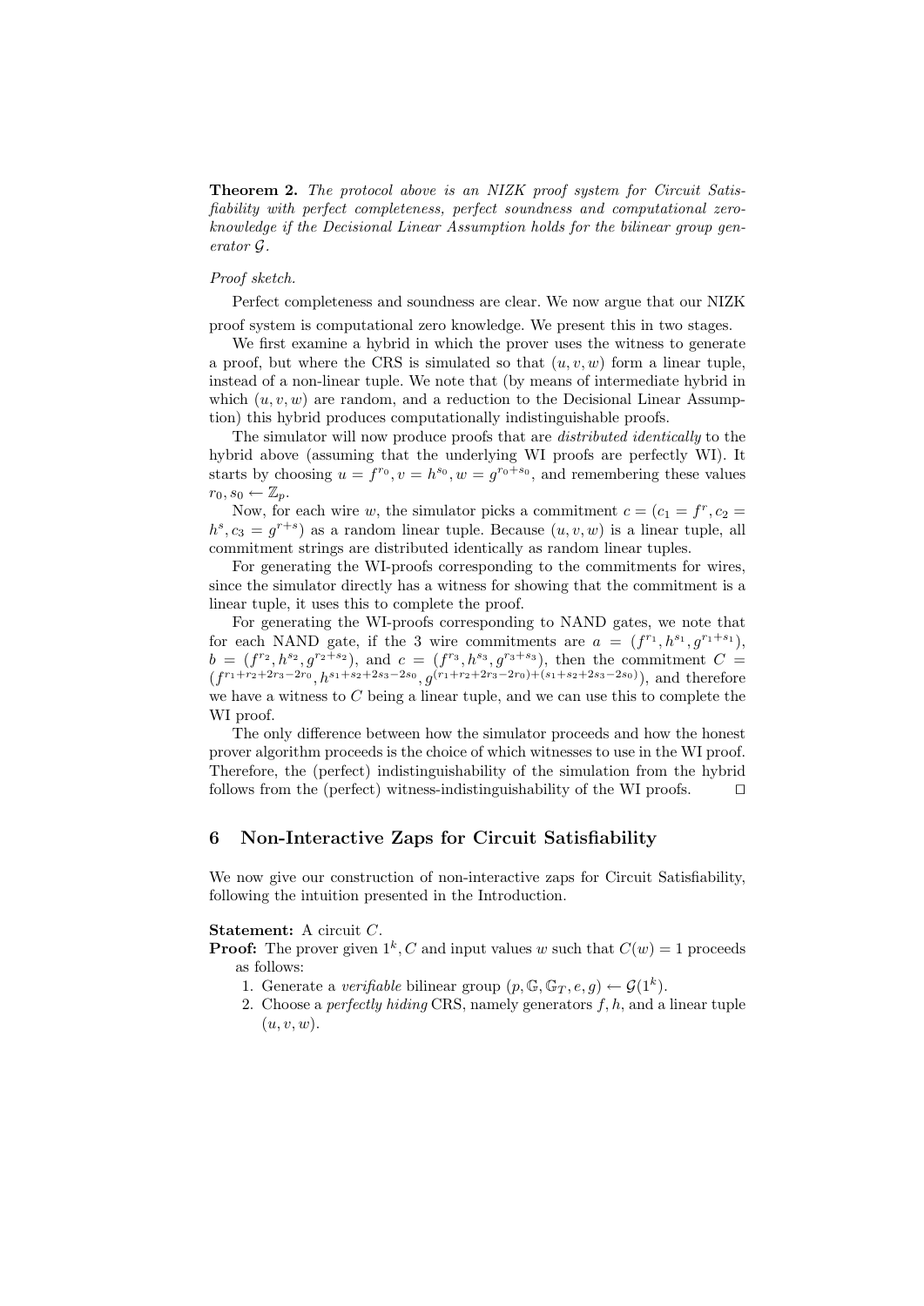**Theorem 2.** *The protocol above is an NIZK proof system for Circuit Satisfiability with perfect completeness, perfect soundness and computational zero-knowledge if the Decisional Linear Assumption holds for the bilinear group generator $\mathcal{G}$.*

*Proof sketch.*

Perfect completeness and soundness are clear. We now argue that our NIZK proof system is computational zero knowledge. We present this in two stages.

We first examine a hybrid in which the prover uses the witness to generate a proof, but where the CRS is simulated so that $(u, v, w)$ form a linear tuple, instead of a non-linear tuple. We note that (by means of intermediate hybrid in which $(u, v, w)$ are random, and a reduction to the Decisional Linear Assumption) this hybrid produces computationally indistinguishable proofs.

The simulator will now produce proofs that are *distributed identically* to the hybrid above (assuming that the underlying WI proofs are perfectly WI). It starts by choosing $u = f^{r_0}, v = h^{s_0}, w = g^{r_0+s_0}$, and remembering these values $r_0, s_0 \leftarrow \mathbb{Z}_p$.

Now, for each wire $w$, the simulator picks a commitment $c = (c_1 = f^r, c_2 = h^s, c_3 = g^{r+s})$ as a random linear tuple. Because $(u, v, w)$ is a linear tuple, all commitment strings are distributed identically as random linear tuples.

For generating the WI-proofs corresponding to the commitments for wires, since the simulator directly has a witness for showing that the commitment is a linear tuple, it uses this to complete the proof.

For generating the WI-proofs corresponding to NAND gates, we note that for each NAND gate, if the 3 wire commitments are $a = (f^{r_1}, h^{s_1}, g^{r_1+s_1})$, $b = (f^{r_2}, h^{s_2}, g^{r_2+s_2})$, and $c = (f^{r_3}, h^{s_3}, g^{r_3+s_3})$, then the commitment $C = (f^{r_1+r_2+2r_3-2r_0}, h^{s_1+s_2+2s_3-2s_0}, g^{(r_1+r_2+2r_3-2r_0)+(s_1+s_2+2s_3-2s_0)})$, and therefore we have a witness to $C$ being a linear tuple, and we can use this to complete the WI proof.

The only difference between how the simulator proceeds and how the honest prover algorithm proceeds is the choice of which witnesses to use in the WI proof. Therefore, the (perfect) indistinguishability of the simulation from the hybrid follows from the (perfect) witness-indistinguishability of the WI proofs. $\square$

## 6 Non-Interactive Zaps for Circuit Satisfiability

We now give our construction of non-interactive zaps for Circuit Satisfiability, following the intuition presented in the Introduction.

**Statement:** A circuit $C$.

**Proof:** The prover given $1^k, C$ and input values $w$ such that $C(w) = 1$ proceeds as follows:

1. Generate a *verifiable* bilinear group $(p, \mathbb{G}, \mathbb{G}_T, e, g) \leftarrow \mathcal{G}(1^k)$.
2. Choose a *perfectly hiding* CRS, namely generators $f, h$, and a linear tuple $(u, v, w)$.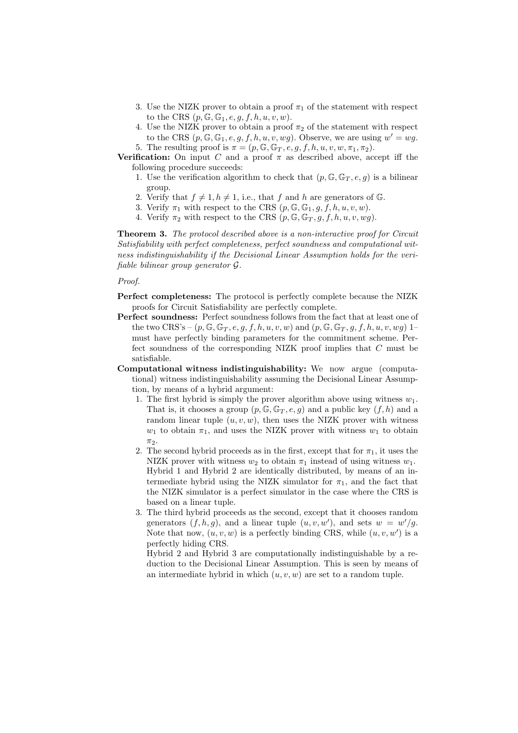3. Use the NIZK prover to obtain a proof $\pi_1$ of the statement with respect to the CRS $(p, \mathbb{G}, \mathbb{G}_1, e, g, f, h, u, v, w)$.
4. Use the NIZK prover to obtain a proof $\pi_2$ of the statement with respect to the CRS $(p, \mathbb{G}, \mathbb{G}_1, e, g, f, h, u, v, wg)$. Observe, we are using $w' = wg$.
5. The resulting proof is $\pi = (p, \mathbb{G}, \mathbb{G}_T, e, g, f, h, u, v, w, \pi_1, \pi_2)$.

**Verification:** On input $C$ and a proof $\pi$ as described above, accept iff the following procedure succeeds:

1. Use the verification algorithm to check that $(p, \mathbb{G}, \mathbb{G}_T, e, g)$ is a bilinear group.
2. Verify that $f \neq 1, h \neq 1$, i.e., that $f$ and $h$ are generators of $\mathbb{G}$.
3. Verify $\pi_1$ with respect to the CRS $(p, \mathbb{G}, \mathbb{G}_1, g, f, h, u, v, w)$.
4. Verify $\pi_2$ with respect to the CRS $(p, \mathbb{G}, \mathbb{G}_T, g, f, h, u, v, wg)$.

**Theorem 3.** *The protocol described above is a non-interactive proof for Circuit Satisfiability with perfect completeness, perfect soundness and computational witness indistinguishability if the Decisional Linear Assumption holds for the verifiable bilinear group generator $\mathcal{G}$.*

*Proof.*

**Perfect completeness:** The protocol is perfectly complete because the NIZK proofs for Circuit Satisfiability are perfectly complete.

**Perfect soundness:** Perfect soundness follows from the fact that at least one of the two CRS's – $(p, \mathbb{G}, \mathbb{G}_T, e, g, f, h, u, v, w)$ and $(p, \mathbb{G}, \mathbb{G}_T, g, f, h, u, v, wg)$ 1– must have perfectly binding parameters for the commitment scheme. Perfect soundness of the corresponding NIZK proof implies that $C$ must be satisfiable.

**Computational witness indistinguishability:** We now argue (computational) witness indistinguishability assuming the Decisional Linear Assumption, by means of a hybrid argument:

1. The first hybrid is simply the prover algorithm above using witness $w_1$. That is, it chooses a group $(p, \mathbb{G}, \mathbb{G}_T, e, g)$ and a public key $(f, h)$ and a random linear tuple $(u, v, w)$, then uses the NIZK prover with witness $w_1$ to obtain $\pi_1$, and uses the NIZK prover with witness $w_1$ to obtain $\pi_2$.
2. The second hybrid proceeds as in the first, except that for $\pi_1$, it uses the NIZK prover with witness $w_2$ to obtain $\pi_1$ instead of using witness $w_1$. Hybrid 1 and Hybrid 2 are identically distributed, by means of an intermediate hybrid using the NIZK simulator for $\pi_1$, and the fact that the NIZK simulator is a perfect simulator in the case where the CRS is based on a linear tuple.
3. The third hybrid proceeds as the second, except that it chooses random generators $(f, h, g)$, and a linear tuple $(u, v, w')$, and sets $w = w'/g$. Note that now, $(u, v, w)$ is a perfectly binding CRS, while $(u, v, w')$ is a perfectly hiding CRS.

   Hybrid 2 and Hybrid 3 are computationally indistinguishable by a reduction to the Decisional Linear Assumption. This is seen by means of an intermediate hybrid in which $(u, v, w)$ are set to a random tuple.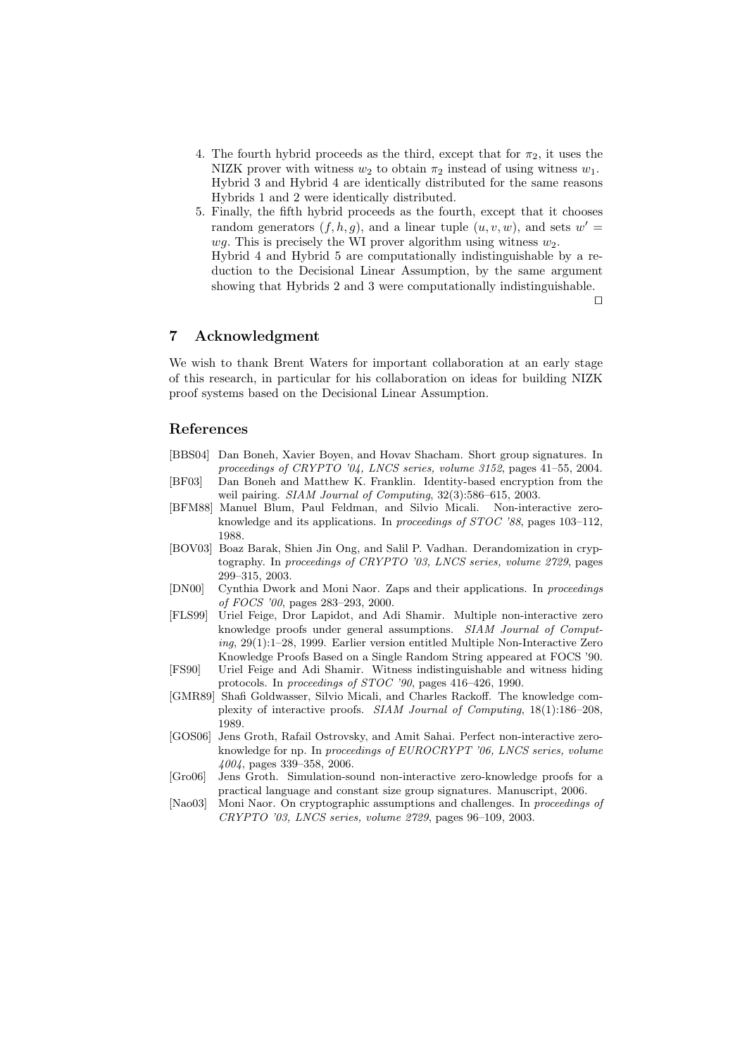4. The fourth hybrid proceeds as the third, except that for $\pi_2$, it uses the NIZK prover with witness $w_2$ to obtain $\pi_2$ instead of using witness $w_1$. Hybrid 3 and Hybrid 4 are identically distributed for the same reasons Hybrids 1 and 2 were identically distributed.
5. Finally, the fifth hybrid proceeds as the fourth, except that it chooses random generators $(f, h, g)$, and a linear tuple $(u, v, w)$, and sets $w' = wg$. This is precisely the WI prover algorithm using witness $w_2$.
   Hybrid 4 and Hybrid 5 are computationally indistinguishable by a reduction to the Decisional Linear Assumption, by the same argument showing that Hybrids 2 and 3 were computationally indistinguishable.

□

## 7 Acknowledgment

We wish to thank Brent Waters for important collaboration at an early stage of this research, in particular for his collaboration on ideas for building NIZK proof systems based on the Decisional Linear Assumption.

## References

[BBS04] Dan Boneh, Xavier Boyen, and Hovav Shacham. Short group signatures. In *proceedings of CRYPTO '04, LNCS series, volume 3152*, pages 41–55, 2004.

[BF03] Dan Boneh and Matthew K. Franklin. Identity-based encryption from the weil pairing. *SIAM Journal of Computing*, 32(3):586–615, 2003.

[BFM88] Manuel Blum, Paul Feldman, and Silvio Micali. Non-interactive zero-knowledge and its applications. In *proceedings of STOC '88*, pages 103–112, 1988.

[BOV03] Boaz Barak, Shien Jin Ong, and Salil P. Vadhan. Derandomization in cryptography. In *proceedings of CRYPTO '03, LNCS series, volume 2729*, pages 299–315, 2003.

[DN00] Cynthia Dwork and Moni Naor. Zaps and their applications. In *proceedings of FOCS '00*, pages 283–293, 2000.

[FLS99] Uriel Feige, Dror Lapidot, and Adi Shamir. Multiple non-interactive zero knowledge proofs under general assumptions. *SIAM Journal of Computing*, 29(1):1–28, 1999. Earlier version entitled Multiple Non-Interactive Zero Knowledge Proofs Based on a Single Random String appeared at FOCS '90.

[FS90] Uriel Feige and Adi Shamir. Witness indistinguishable and witness hiding protocols. In *proceedings of STOC '90*, pages 416–426, 1990.

[GMR89] Shafi Goldwasser, Silvio Micali, and Charles Rackoff. The knowledge complexity of interactive proofs. *SIAM Journal of Computing*, 18(1):186–208, 1989.

[GOS06] Jens Groth, Rafail Ostrovsky, and Amit Sahai. Perfect non-interactive zero-knowledge for np. In *proceedings of EUROCRYPT '06, LNCS series, volume 4004*, pages 339–358, 2006.

[Gro06] Jens Groth. Simulation-sound non-interactive zero-knowledge proofs for a practical language and constant size group signatures. Manuscript, 2006.

[Nao03] Moni Naor. On cryptographic assumptions and challenges. In *proceedings of CRYPTO '03, LNCS series, volume 2729*, pages 96–109, 2003.